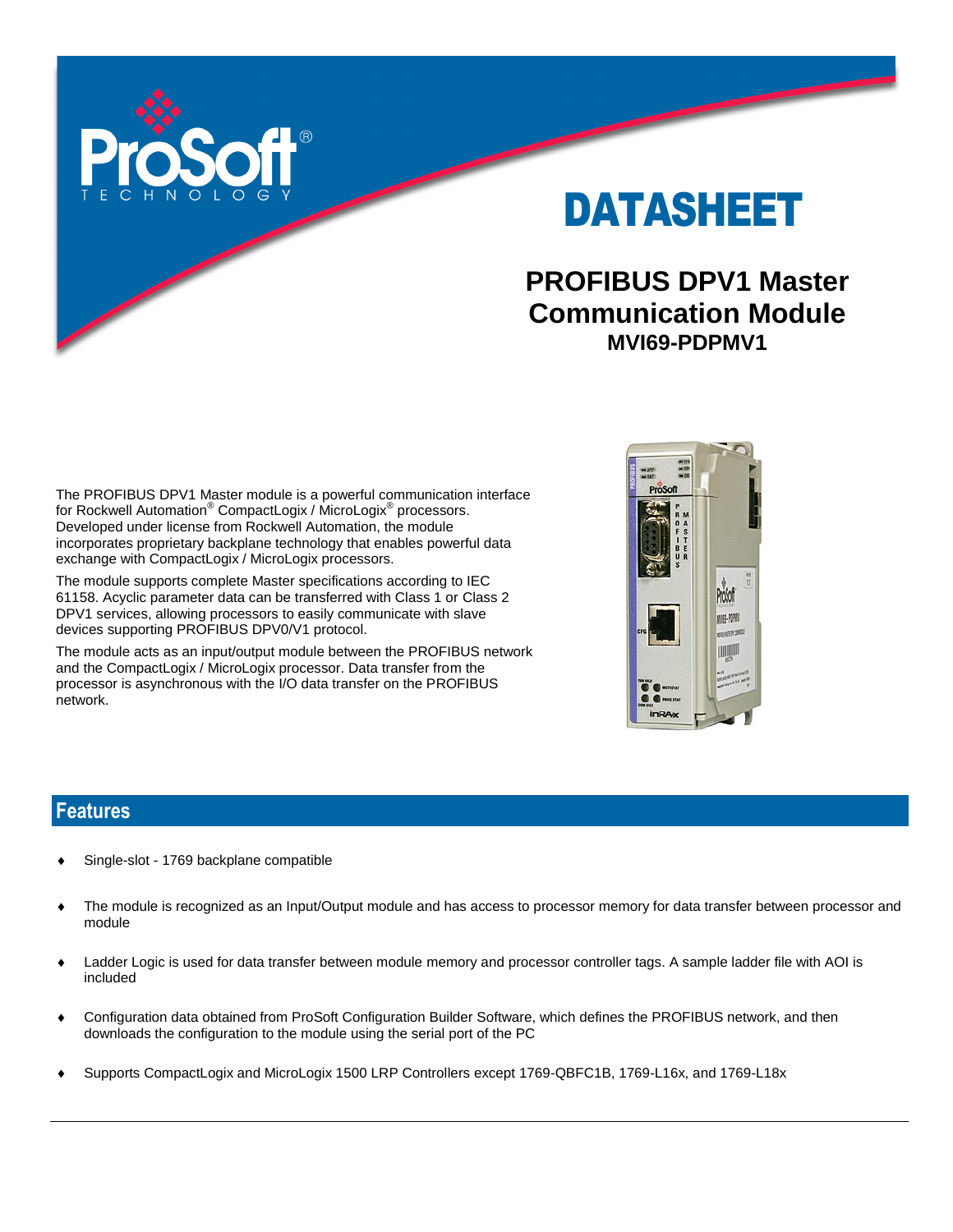ProSoft® TECHNOLOGY

# DATASHEET

## PROFIBUS DPV1 Master Communication Module

### MVI69-PDPMV1

The PROFIBUS DPV1 Master module is a powerful communication interface for Rockwell Automation® CompactLogix / MicroLogix® processors. Developed under license from Rockwell Automation, the module incorporates proprietary backplane technology that enables powerful data exchange with CompactLogix / MicroLogix processors.

The module supports complete Master specifications according to IEC 61158. Acyclic parameter data can be transferred with Class 1 or Class 2 DPV1 services, allowing processors to easily communicate with slave devices supporting PROFIBUS DPV0/V1 protocol.

The module acts as an input/output module between the PROFIBUS network and the CompactLogix / MicroLogix processor. Data transfer from the processor is asynchronous with the I/O data transfer on the PROFIBUS network.

## Features

- Single-slot - 1769 backplane compatible
- The module is recognized as an Input/Output module and has access to processor memory for data transfer between processor and module
- Ladder Logic is used for data transfer between module memory and processor controller tags. A sample ladder file with AOI is included
- Configuration data obtained from ProSoft Configuration Builder Software, which defines the PROFIBUS network, and then downloads the configuration to the module using the serial port of the PC
- Supports CompactLogix and MicroLogix 1500 LRP Controllers except 1769-QBFC1B, 1769-L16x, and 1769-L18x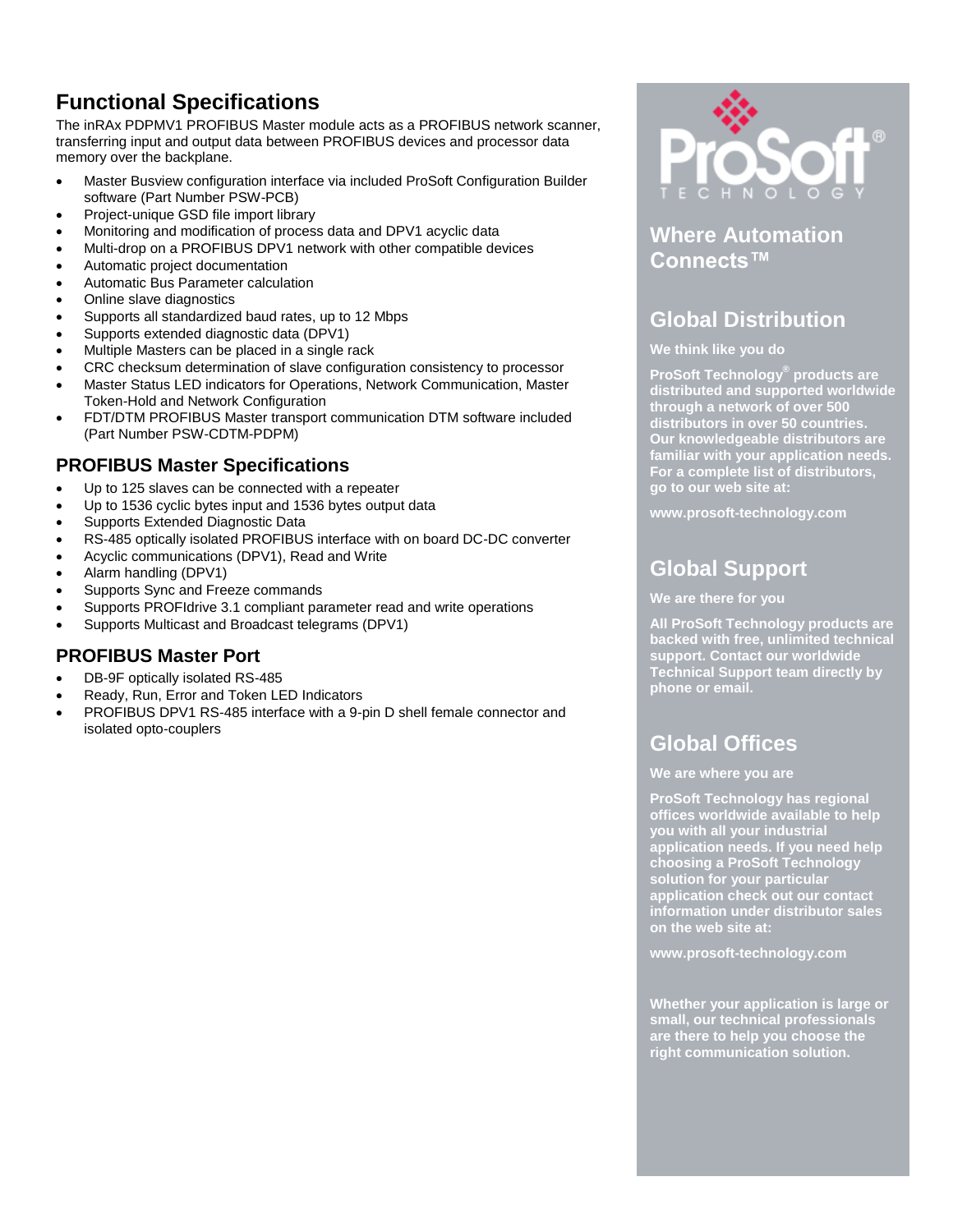## Functional Specifications

The inRAx PDPMV1 PROFIBUS Master module acts as a PROFIBUS network scanner, transferring input and output data between PROFIBUS devices and processor data memory over the backplane.

- Master Busview configuration interface via included ProSoft Configuration Builder software (Part Number PSW-PCB)
- Project-unique GSD file import library
- Monitoring and modification of process data and DPV1 acyclic data
- Multi-drop on a PROFIBUS DPV1 network with other compatible devices
- Automatic project documentation
- Automatic Bus Parameter calculation
- Online slave diagnostics
- Supports all standardized baud rates, up to 12 Mbps
- Supports extended diagnostic data (DPV1)
- Multiple Masters can be placed in a single rack
- CRC checksum determination of slave configuration consistency to processor
- Master Status LED indicators for Operations, Network Communication, Master Token-Hold and Network Configuration
- FDT/DTM PROFIBUS Master transport communication DTM software included (Part Number PSW-CDTM-PDPM)

### PROFIBUS Master Specifications

- Up to 125 slaves can be connected with a repeater
- Up to 1536 cyclic bytes input and 1536 bytes output data
- Supports Extended Diagnostic Data
- RS-485 optically isolated PROFIBUS interface with on board DC-DC converter
- Acyclic communications (DPV1), Read and Write
- Alarm handling (DPV1)
- Supports Sync and Freeze commands
- Supports PROFIdrive 3.1 compliant parameter read and write operations
- Supports Multicast and Broadcast telegrams (DPV1)

### PROFIBUS Master Port

- DB-9F optically isolated RS-485
- Ready, Run, Error and Token LED Indicators
- PROFIBUS DPV1 RS-485 interface with a 9-pin D shell female connector and isolated opto-couplers

ProSoft® TECHNOLOGY

## Where Automation Connects™

## Global Distribution

**We think like you do**

**ProSoft Technology® products are distributed and supported worldwide through a network of over 500 distributors in over 50 countries. Our knowledgeable distributors are familiar with your application needs. For a complete list of distributors, go to our web site at:**

**www.prosoft-technology.com**

## Global Support

**We are there for you**

**All ProSoft Technology products are backed with free, unlimited technical support. Contact our worldwide Technical Support team directly by phone or email.**

## Global Offices

**We are where you are**

**ProSoft Technology has regional offices worldwide available to help you with all your industrial application needs. If you need help choosing a ProSoft Technology solution for your particular application check out our contact information under distributor sales on the web site at:**

**www.prosoft-technology.com**

**Whether your application is large or small, our technical professionals are there to help you choose the right communication solution.**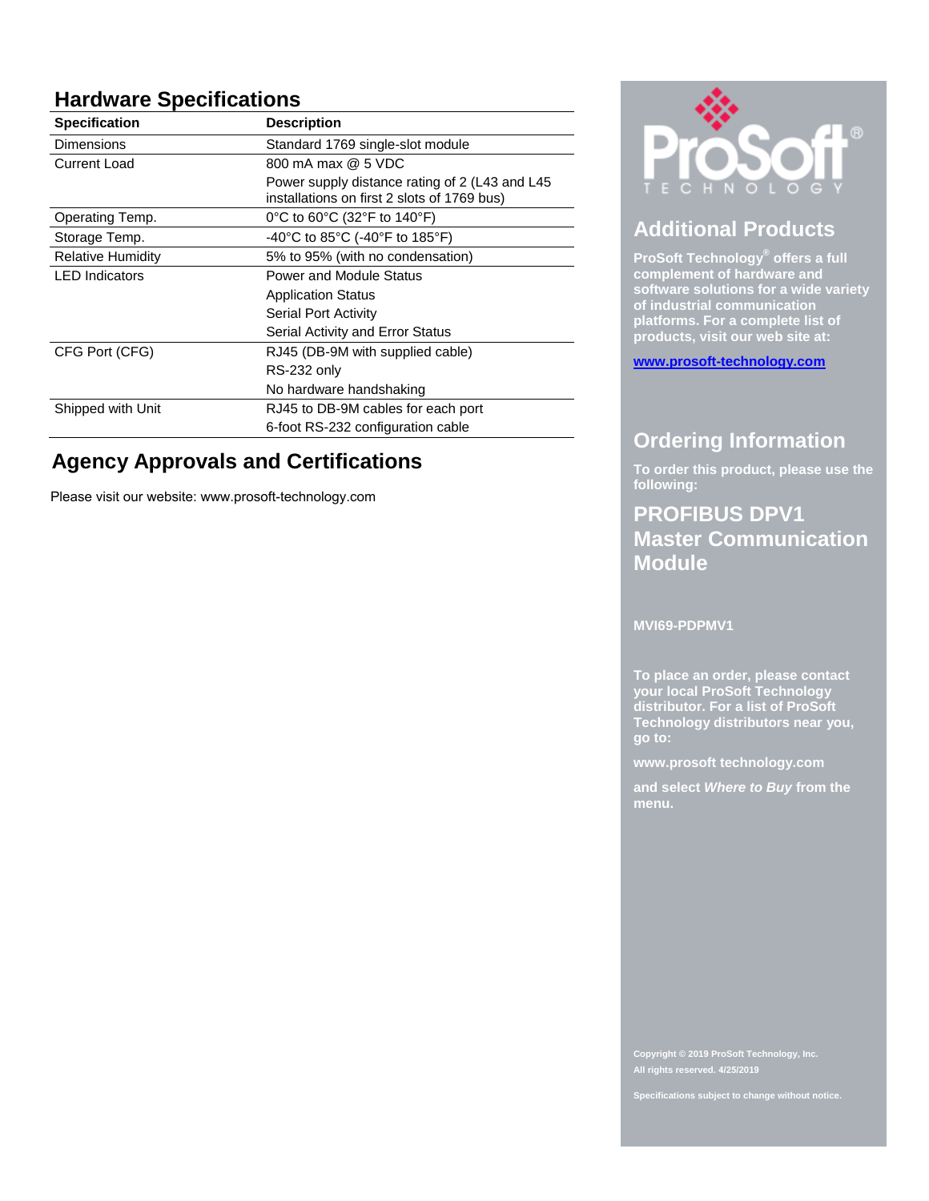## Hardware Specifications

| Specification | Description |
|---|---|
| Dimensions | Standard 1769 single-slot module |
| Current Load | 800 mA max @ 5 VDC<br>Power supply distance rating of 2 (L43 and L45 installations on first 2 slots of 1769 bus) |
| Operating Temp. | 0°C to 60°C (32°F to 140°F) |
| Storage Temp. | -40°C to 85°C (-40°F to 185°F) |
| Relative Humidity | 5% to 95% (with no condensation) |
| LED Indicators | Power and Module Status<br>Application Status<br>Serial Port Activity<br>Serial Activity and Error Status |
| CFG Port (CFG) | RJ45 (DB-9M with supplied cable)<br>RS-232 only<br>No hardware handshaking |
| Shipped with Unit | RJ45 to DB-9M cables for each port<br>6-foot RS-232 configuration cable |

## Agency Approvals and Certifications

Please visit our website: www.prosoft-technology.com

ProSoft® TECHNOLOGY

## Additional Products

**ProSoft Technology® offers a full complement of hardware and software solutions for a wide variety of industrial communication platforms. For a complete list of products, visit our web site at:**

**www.prosoft-technology.com**

## Ordering Information

**To order this product, please use the following:**

## PROFIBUS DPV1 Master Communication Module

**MVI69-PDPMV1**

**To place an order, please contact your local ProSoft Technology distributor. For a list of ProSoft Technology distributors near you, go to:**

**www.prosoft technology.com**

**and select *Where to Buy* from the menu.**

Copyright © 2019 ProSoft Technology, Inc.
All rights reserved. 4/25/2019

Specifications subject to change without notice.